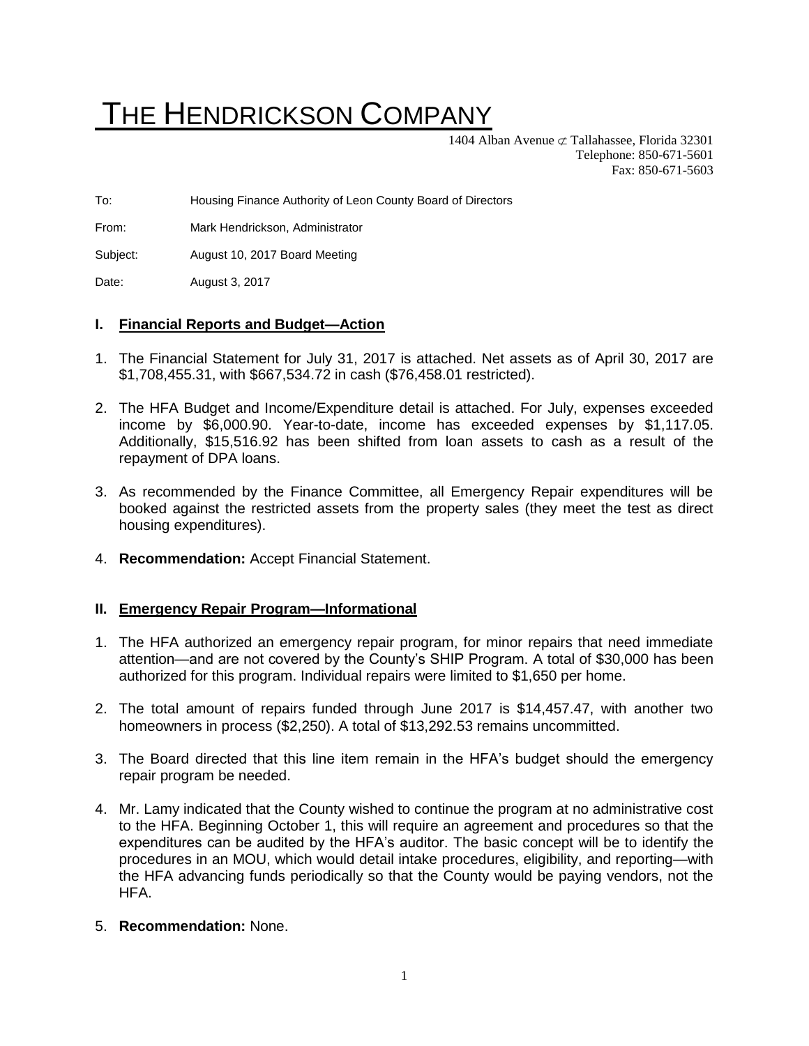# THE HENDRICKSON COMPANY

1404 Alban Avenue ⊄ Tallahassee, Florida 32301
Telephone: 850-671-5601
Fax: 850-671-5603

To: Housing Finance Authority of Leon County Board of Directors

From: Mark Hendrickson, Administrator

Subject: August 10, 2017 Board Meeting

Date: August 3, 2017

## I. Financial Reports and Budget—Action

1. The Financial Statement for July 31, 2017 is attached. Net assets as of April 30, 2017 are $1,708,455.31, with $667,534.72 in cash ($76,458.01 restricted).
2. The HFA Budget and Income/Expenditure detail is attached. For July, expenses exceeded income by $6,000.90. Year-to-date, income has exceeded expenses by $1,117.05. Additionally, $15,516.92 has been shifted from loan assets to cash as a result of the repayment of DPA loans.
3. As recommended by the Finance Committee, all Emergency Repair expenditures will be booked against the restricted assets from the property sales (they meet the test as direct housing expenditures).
4. **Recommendation:** Accept Financial Statement.

## II. Emergency Repair Program—Informational

1. The HFA authorized an emergency repair program, for minor repairs that need immediate attention—and are not covered by the County's SHIP Program. A total of $30,000 has been authorized for this program. Individual repairs were limited to $1,650 per home.
2. The total amount of repairs funded through June 2017 is $14,457.47, with another two homeowners in process ($2,250). A total of $13,292.53 remains uncommitted.
3. The Board directed that this line item remain in the HFA's budget should the emergency repair program be needed.
4. Mr. Lamy indicated that the County wished to continue the program at no administrative cost to the HFA. Beginning October 1, this will require an agreement and procedures so that the expenditures can be audited by the HFA's auditor. The basic concept will be to identify the procedures in an MOU, which would detail intake procedures, eligibility, and reporting—with the HFA advancing funds periodically so that the County would be paying vendors, not the HFA.
5. **Recommendation:** None.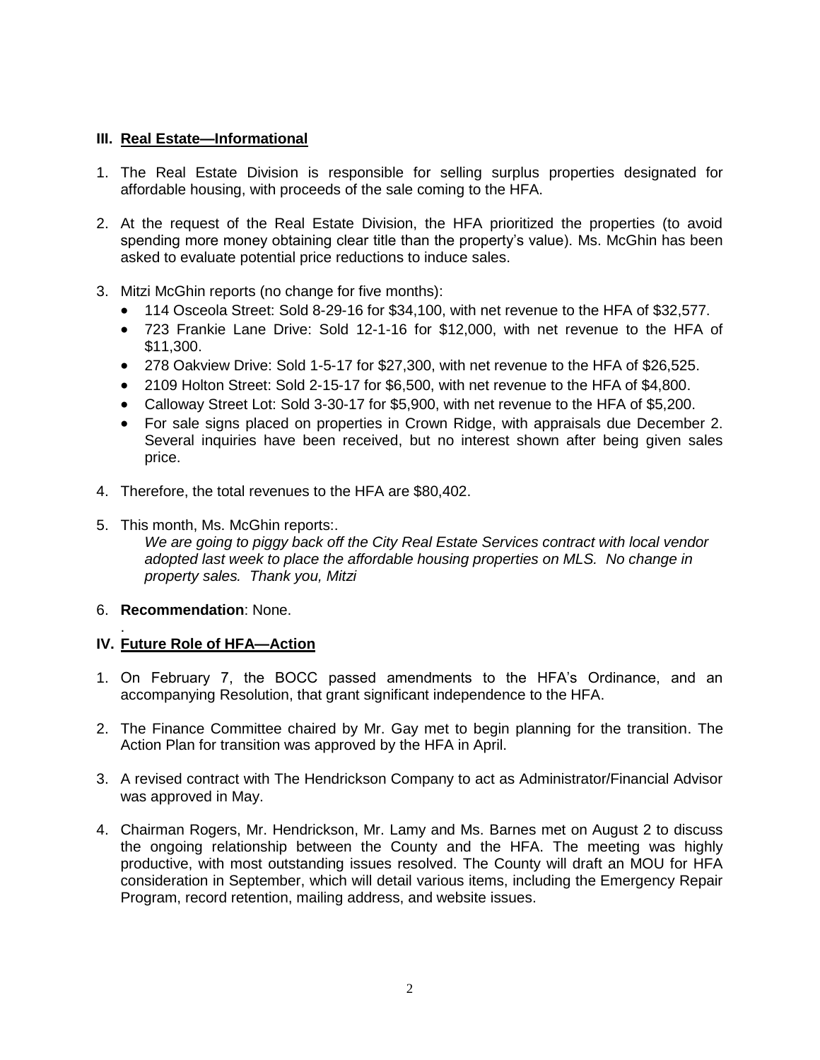## III. Real Estate—Informational

1. The Real Estate Division is responsible for selling surplus properties designated for affordable housing, with proceeds of the sale coming to the HFA.

2. At the request of the Real Estate Division, the HFA prioritized the properties (to avoid spending more money obtaining clear title than the property's value). Ms. McGhin has been asked to evaluate potential price reductions to induce sales.

3. Mitzi McGhin reports (no change for five months):
   - 114 Osceola Street: Sold 8-29-16 for $34,100, with net revenue to the HFA of $32,577.
   - 723 Frankie Lane Drive: Sold 12-1-16 for $12,000, with net revenue to the HFA of $11,300.
   - 278 Oakview Drive: Sold 1-5-17 for $27,300, with net revenue to the HFA of $26,525.
   - 2109 Holton Street: Sold 2-15-17 for $6,500, with net revenue to the HFA of $4,800.
   - Calloway Street Lot: Sold 3-30-17 for $5,900, with net revenue to the HFA of $5,200.
   - For sale signs placed on properties in Crown Ridge, with appraisals due December 2. Several inquiries have been received, but no interest shown after being given sales price.

4. Therefore, the total revenues to the HFA are $80,402.

5. This month, Ms. McGhin reports:.

   *We are going to piggy back off the City Real Estate Services contract with local vendor adopted last week to place the affordable housing properties on MLS. No change in property sales. Thank you, Mitzi*

6. **Recommendation**: None.

.

## IV. Future Role of HFA—Action

1. On February 7, the BOCC passed amendments to the HFA's Ordinance, and an accompanying Resolution, that grant significant independence to the HFA.

2. The Finance Committee chaired by Mr. Gay met to begin planning for the transition. The Action Plan for transition was approved by the HFA in April.

3. A revised contract with The Hendrickson Company to act as Administrator/Financial Advisor was approved in May.

4. Chairman Rogers, Mr. Hendrickson, Mr. Lamy and Ms. Barnes met on August 2 to discuss the ongoing relationship between the County and the HFA. The meeting was highly productive, with most outstanding issues resolved. The County will draft an MOU for HFA consideration in September, which will detail various items, including the Emergency Repair Program, record retention, mailing address, and website issues.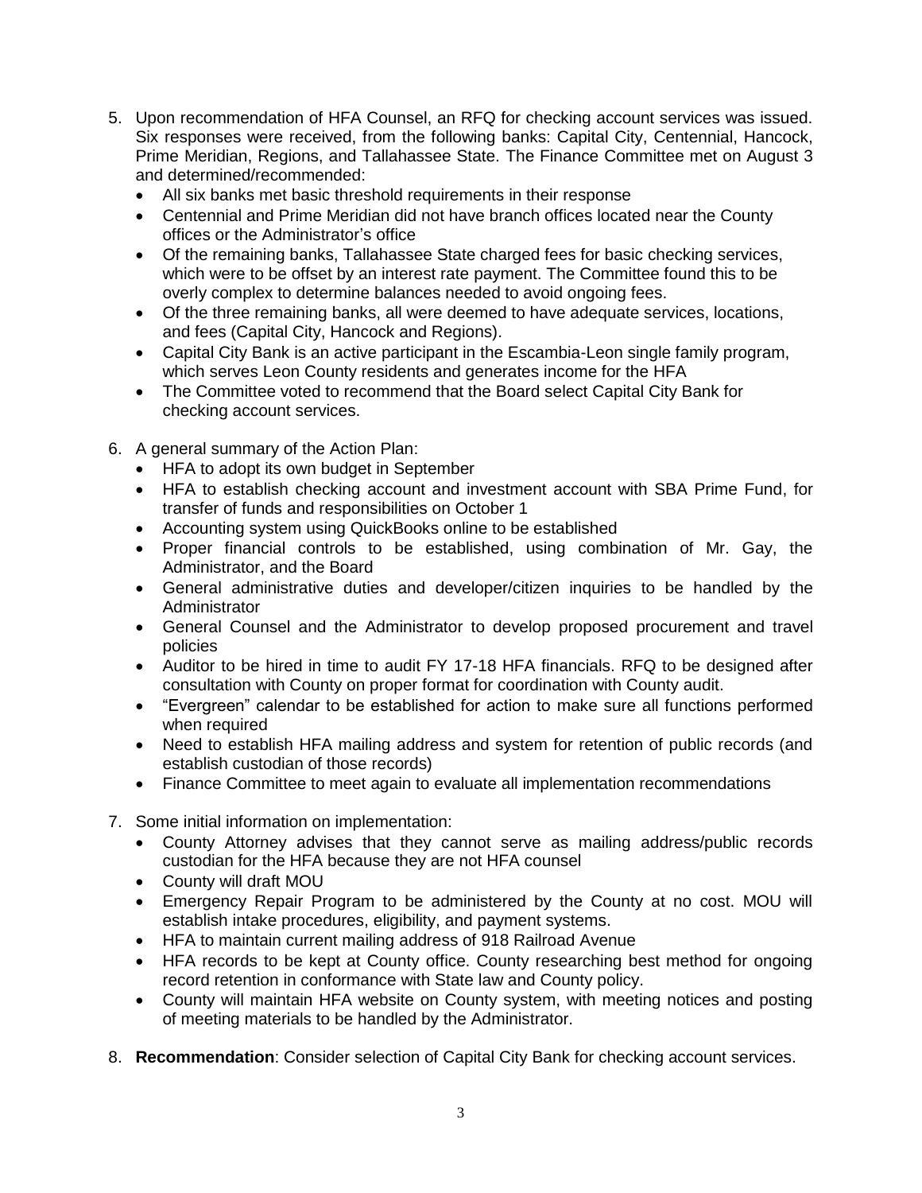5. Upon recommendation of HFA Counsel, an RFQ for checking account services was issued. Six responses were received, from the following banks: Capital City, Centennial, Hancock, Prime Meridian, Regions, and Tallahassee State. The Finance Committee met on August 3 and determined/recommended:
   - All six banks met basic threshold requirements in their response
   - Centennial and Prime Meridian did not have branch offices located near the County offices or the Administrator's office
   - Of the remaining banks, Tallahassee State charged fees for basic checking services, which were to be offset by an interest rate payment. The Committee found this to be overly complex to determine balances needed to avoid ongoing fees.
   - Of the three remaining banks, all were deemed to have adequate services, locations, and fees (Capital City, Hancock and Regions).
   - Capital City Bank is an active participant in the Escambia-Leon single family program, which serves Leon County residents and generates income for the HFA
   - The Committee voted to recommend that the Board select Capital City Bank for checking account services.

6. A general summary of the Action Plan:
   - HFA to adopt its own budget in September
   - HFA to establish checking account and investment account with SBA Prime Fund, for transfer of funds and responsibilities on October 1
   - Accounting system using QuickBooks online to be established
   - Proper financial controls to be established, using combination of Mr. Gay, the Administrator, and the Board
   - General administrative duties and developer/citizen inquiries to be handled by the Administrator
   - General Counsel and the Administrator to develop proposed procurement and travel policies
   - Auditor to be hired in time to audit FY 17-18 HFA financials. RFQ to be designed after consultation with County on proper format for coordination with County audit.
   - "Evergreen" calendar to be established for action to make sure all functions performed when required
   - Need to establish HFA mailing address and system for retention of public records (and establish custodian of those records)
   - Finance Committee to meet again to evaluate all implementation recommendations

7. Some initial information on implementation:
   - County Attorney advises that they cannot serve as mailing address/public records custodian for the HFA because they are not HFA counsel
   - County will draft MOU
   - Emergency Repair Program to be administered by the County at no cost. MOU will establish intake procedures, eligibility, and payment systems.
   - HFA to maintain current mailing address of 918 Railroad Avenue
   - HFA records to be kept at County office. County researching best method for ongoing record retention in conformance with State law and County policy.
   - County will maintain HFA website on County system, with meeting notices and posting of meeting materials to be handled by the Administrator.

8. **Recommendation**: Consider selection of Capital City Bank for checking account services.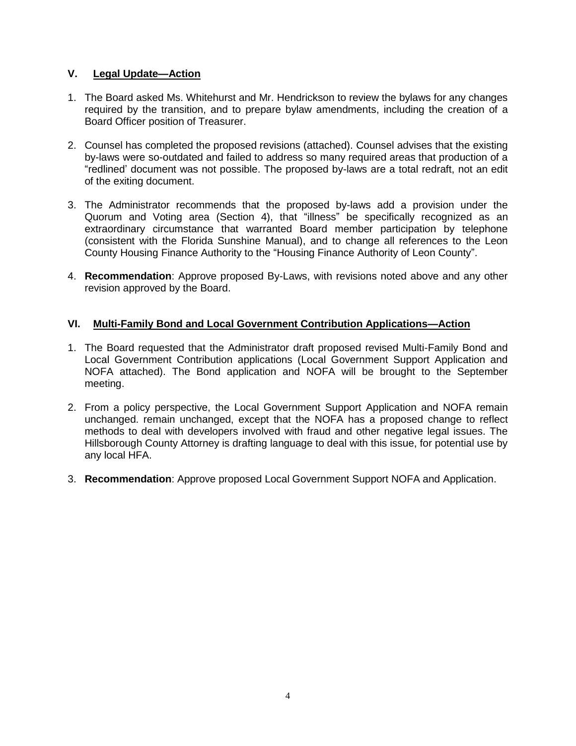## V. Legal Update—Action

1. The Board asked Ms. Whitehurst and Mr. Hendrickson to review the bylaws for any changes required by the transition, and to prepare bylaw amendments, including the creation of a Board Officer position of Treasurer.

2. Counsel has completed the proposed revisions (attached). Counsel advises that the existing by-laws were so-outdated and failed to address so many required areas that production of a "redlined' document was not possible. The proposed by-laws are a total redraft, not an edit of the exiting document.

3. The Administrator recommends that the proposed by-laws add a provision under the Quorum and Voting area (Section 4), that "illness" be specifically recognized as an extraordinary circumstance that warranted Board member participation by telephone (consistent with the Florida Sunshine Manual), and to change all references to the Leon County Housing Finance Authority to the "Housing Finance Authority of Leon County".

4. **Recommendation**: Approve proposed By-Laws, with revisions noted above and any other revision approved by the Board.

## VI. Multi-Family Bond and Local Government Contribution Applications—Action

1. The Board requested that the Administrator draft proposed revised Multi-Family Bond and Local Government Contribution applications (Local Government Support Application and NOFA attached). The Bond application and NOFA will be brought to the September meeting.

2. From a policy perspective, the Local Government Support Application and NOFA remain unchanged. remain unchanged, except that the NOFA has a proposed change to reflect methods to deal with developers involved with fraud and other negative legal issues. The Hillsborough County Attorney is drafting language to deal with this issue, for potential use by any local HFA.

3. **Recommendation**: Approve proposed Local Government Support NOFA and Application.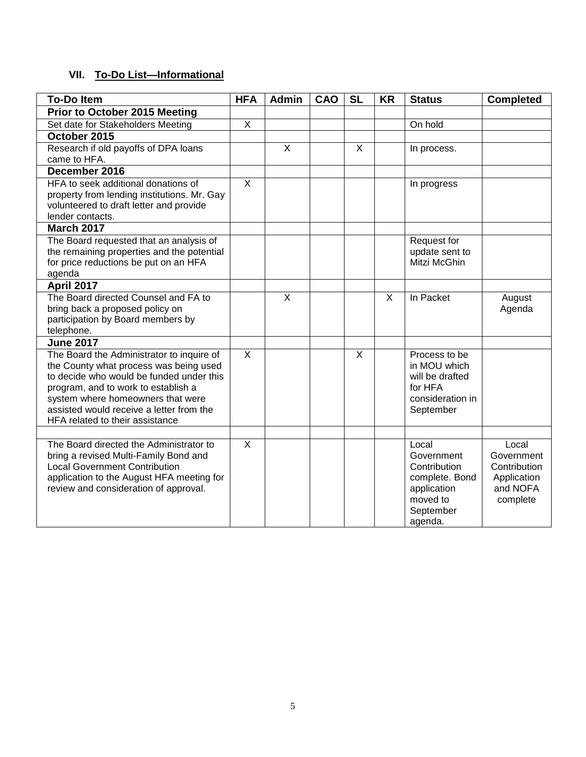## VII. To-Do List—Informational

| To-Do Item | HFA | Admin | CAO | SL | KR | Status | Completed |
|---|---|---|---|---|---|---|---|
| **Prior to October 2015 Meeting** | | | | | | | |
| Set date for Stakeholders Meeting | X | | | | | On hold | |
| **October 2015** | | | | | | | |
| Research if old payoffs of DPA loans came to HFA. | | X | | X | | In process. | |
| **December 2016** | | | | | | | |
| HFA to seek additional donations of property from lending institutions. Mr. Gay volunteered to draft letter and provide lender contacts. | X | | | | | In progress | |
| **March 2017** | | | | | | | |
| The Board requested that an analysis of the remaining properties and the potential for price reductions be put on an HFA agenda | | | | | | Request for update sent to Mitzi McGhin | |
| **April 2017** | | | | | | | |
| The Board directed Counsel and FA to bring back a proposed policy on participation by Board members by telephone. | | X | | | X | In Packet | August Agenda |
| **June 2017** | | | | | | | |
| The Board the Administrator to inquire of the County what process was being used to decide who would be funded under this program, and to work to establish a system where homeowners that were assisted would receive a letter from the HFA related to their assistance | X | | | X | | Process to be in MOU which will be drafted for HFA consideration in September | |
| | | | | | | | |
| The Board directed the Administrator to bring a revised Multi-Family Bond and Local Government Contribution application to the August HFA meeting for review and consideration of approval. | X | | | | | Local Government Contribution complete. Bond application moved to September agenda. | Local Government Contribution Application and NOFA complete |